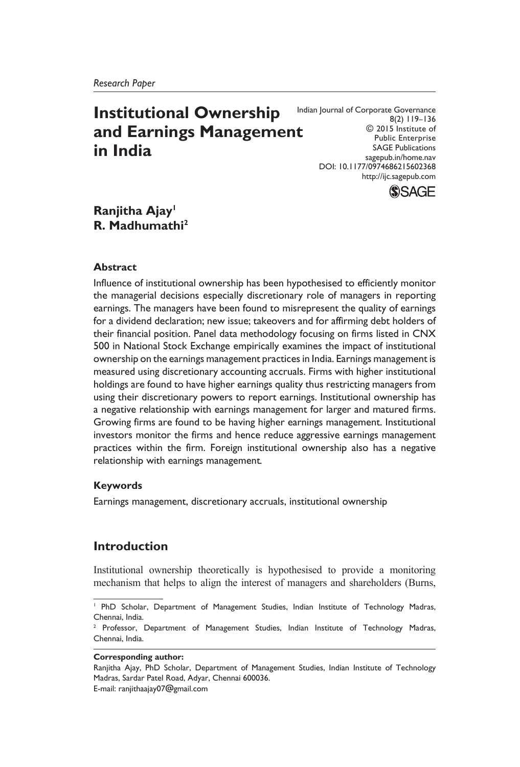*Research Paper*

# Institutional Ownership and Earnings Management in India

Indian Journal of Corporate Governance
8(2) 119–136
© 2015 Institute of Public Enterprise
SAGE Publications
sagepub.in/home.nav
DOI: 10.1177/0974686215602368
http://ijc.sagepub.com

**Ranjitha Ajay[1]**
**R. Madhumathi[2]**

### Abstract

Influence of institutional ownership has been hypothesised to efficiently monitor the managerial decisions especially discretionary role of managers in reporting earnings. The managers have been found to misrepresent the quality of earnings for a dividend declaration; new issue; takeovers and for affirming debt holders of their financial position. Panel data methodology focusing on firms listed in CNX 500 in National Stock Exchange empirically examines the impact of institutional ownership on the earnings management practices in India. Earnings management is measured using discretionary accounting accruals. Firms with higher institutional holdings are found to have higher earnings quality thus restricting managers from using their discretionary powers to report earnings. Institutional ownership has a negative relationship with earnings management for larger and matured firms. Growing firms are found to be having higher earnings management. Institutional investors monitor the firms and hence reduce aggressive earnings management practices within the firm. Foreign institutional ownership also has a negative relationship with earnings management.

### Keywords

Earnings management, discretionary accruals, institutional ownership

## Introduction

Institutional ownership theoretically is hypothesised to provide a monitoring mechanism that helps to align the interest of managers and shareholders (Burns,

---

[1] PhD Scholar, Department of Management Studies, Indian Institute of Technology Madras, Chennai, India.

[2] Professor, Department of Management Studies, Indian Institute of Technology Madras, Chennai, India.

**Corresponding author:**
Ranjitha Ajay, PhD Scholar, Department of Management Studies, Indian Institute of Technology Madras, Sardar Patel Road, Adyar, Chennai 600036.
E-mail: ranjithaajay07@gmail.com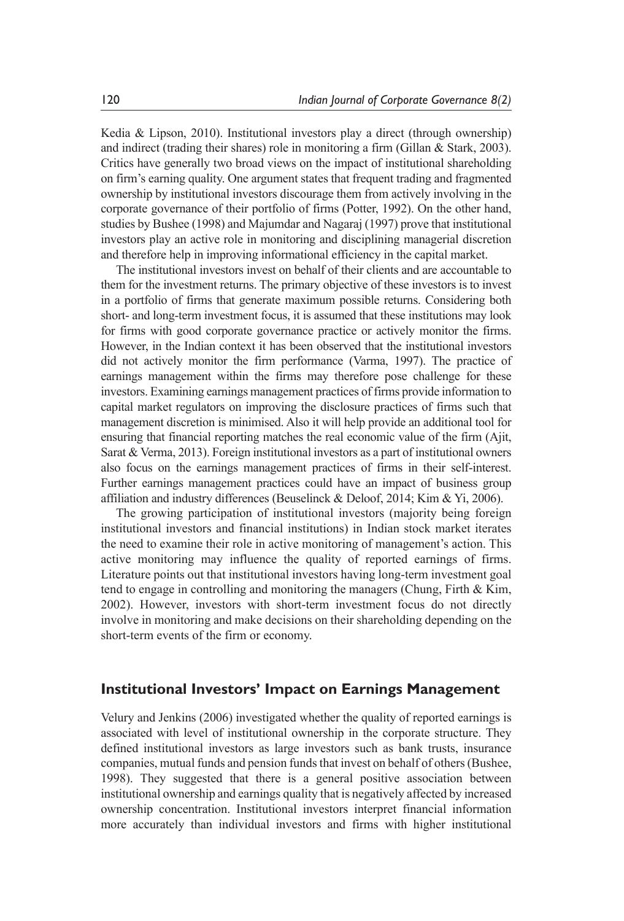Kedia & Lipson, 2010). Institutional investors play a direct (through ownership) and indirect (trading their shares) role in monitoring a firm (Gillan & Stark, 2003). Critics have generally two broad views on the impact of institutional shareholding on firm's earning quality. One argument states that frequent trading and fragmented ownership by institutional investors discourage them from actively involving in the corporate governance of their portfolio of firms (Potter, 1992). On the other hand, studies by Bushee (1998) and Majumdar and Nagaraj (1997) prove that institutional investors play an active role in monitoring and disciplining managerial discretion and therefore help in improving informational efficiency in the capital market.

The institutional investors invest on behalf of their clients and are accountable to them for the investment returns. The primary objective of these investors is to invest in a portfolio of firms that generate maximum possible returns. Considering both short- and long-term investment focus, it is assumed that these institutions may look for firms with good corporate governance practice or actively monitor the firms. However, in the Indian context it has been observed that the institutional investors did not actively monitor the firm performance (Varma, 1997). The practice of earnings management within the firms may therefore pose challenge for these investors. Examining earnings management practices of firms provide information to capital market regulators on improving the disclosure practices of firms such that management discretion is minimised. Also it will help provide an additional tool for ensuring that financial reporting matches the real economic value of the firm (Ajit, Sarat & Verma, 2013). Foreign institutional investors as a part of institutional owners also focus on the earnings management practices of firms in their self-interest. Further earnings management practices could have an impact of business group affiliation and industry differences (Beuselinck & Deloof, 2014; Kim & Yi, 2006).

The growing participation of institutional investors (majority being foreign institutional investors and financial institutions) in Indian stock market iterates the need to examine their role in active monitoring of management's action. This active monitoring may influence the quality of reported earnings of firms. Literature points out that institutional investors having long-term investment goal tend to engage in controlling and monitoring the managers (Chung, Firth & Kim, 2002). However, investors with short-term investment focus do not directly involve in monitoring and make decisions on their shareholding depending on the short-term events of the firm or economy.

## Institutional Investors' Impact on Earnings Management

Velury and Jenkins (2006) investigated whether the quality of reported earnings is associated with level of institutional ownership in the corporate structure. They defined institutional investors as large investors such as bank trusts, insurance companies, mutual funds and pension funds that invest on behalf of others (Bushee, 1998). They suggested that there is a general positive association between institutional ownership and earnings quality that is negatively affected by increased ownership concentration. Institutional investors interpret financial information more accurately than individual investors and firms with higher institutional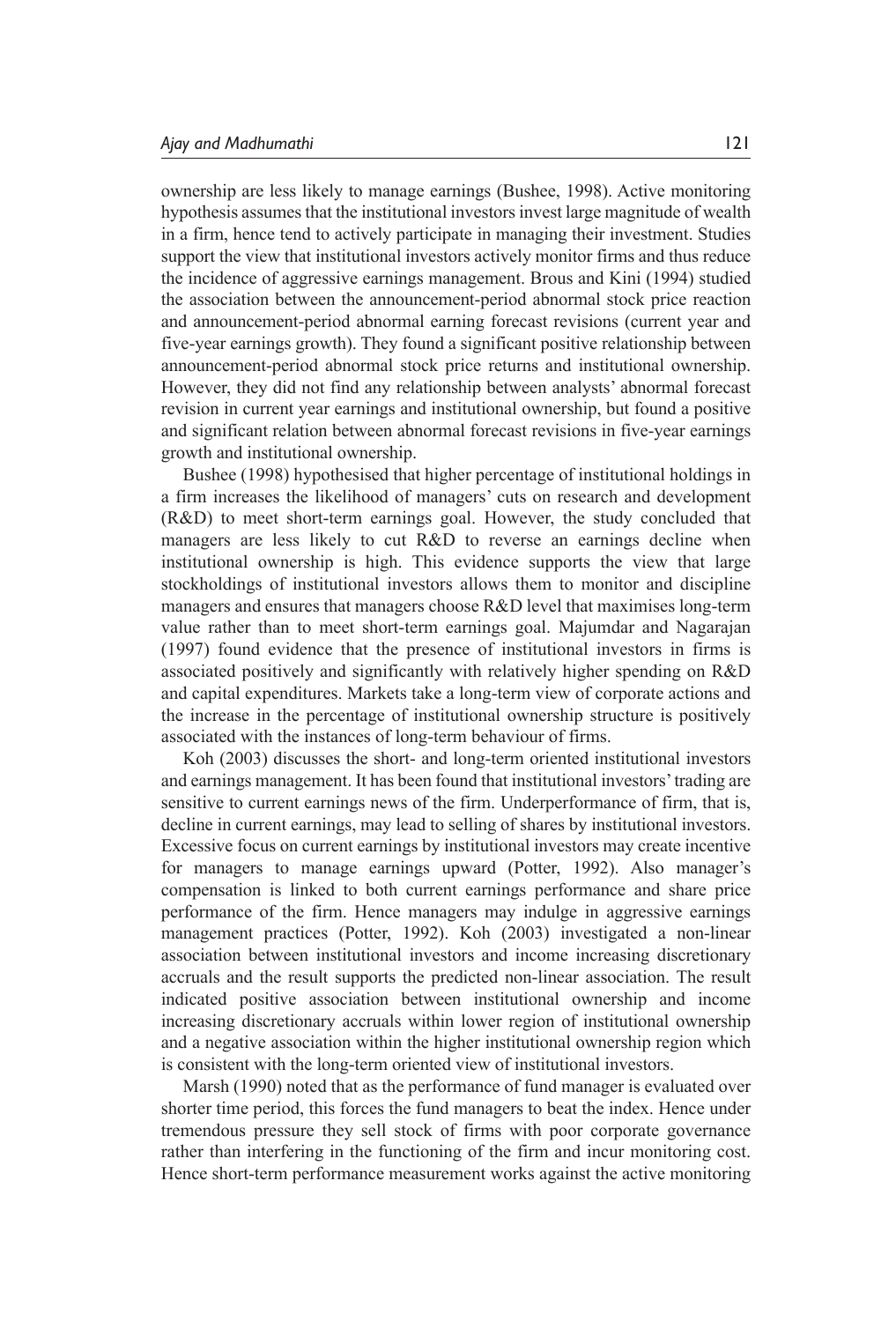ownership are less likely to manage earnings (Bushee, 1998). Active monitoring hypothesis assumes that the institutional investors invest large magnitude of wealth in a firm, hence tend to actively participate in managing their investment. Studies support the view that institutional investors actively monitor firms and thus reduce the incidence of aggressive earnings management. Brous and Kini (1994) studied the association between the announcement-period abnormal stock price reaction and announcement-period abnormal earning forecast revisions (current year and five-year earnings growth). They found a significant positive relationship between announcement-period abnormal stock price returns and institutional ownership. However, they did not find any relationship between analysts' abnormal forecast revision in current year earnings and institutional ownership, but found a positive and significant relation between abnormal forecast revisions in five-year earnings growth and institutional ownership.

Bushee (1998) hypothesised that higher percentage of institutional holdings in a firm increases the likelihood of managers' cuts on research and development (R&D) to meet short-term earnings goal. However, the study concluded that managers are less likely to cut R&D to reverse an earnings decline when institutional ownership is high. This evidence supports the view that large stockholdings of institutional investors allows them to monitor and discipline managers and ensures that managers choose R&D level that maximises long-term value rather than to meet short-term earnings goal. Majumdar and Nagarajan (1997) found evidence that the presence of institutional investors in firms is associated positively and significantly with relatively higher spending on R&D and capital expenditures. Markets take a long-term view of corporate actions and the increase in the percentage of institutional ownership structure is positively associated with the instances of long-term behaviour of firms.

Koh (2003) discusses the short- and long-term oriented institutional investors and earnings management. It has been found that institutional investors' trading are sensitive to current earnings news of the firm. Underperformance of firm, that is, decline in current earnings, may lead to selling of shares by institutional investors. Excessive focus on current earnings by institutional investors may create incentive for managers to manage earnings upward (Potter, 1992). Also manager's compensation is linked to both current earnings performance and share price performance of the firm. Hence managers may indulge in aggressive earnings management practices (Potter, 1992). Koh (2003) investigated a non-linear association between institutional investors and income increasing discretionary accruals and the result supports the predicted non-linear association. The result indicated positive association between institutional ownership and income increasing discretionary accruals within lower region of institutional ownership and a negative association within the higher institutional ownership region which is consistent with the long-term oriented view of institutional investors.

Marsh (1990) noted that as the performance of fund manager is evaluated over shorter time period, this forces the fund managers to beat the index. Hence under tremendous pressure they sell stock of firms with poor corporate governance rather than interfering in the functioning of the firm and incur monitoring cost. Hence short-term performance measurement works against the active monitoring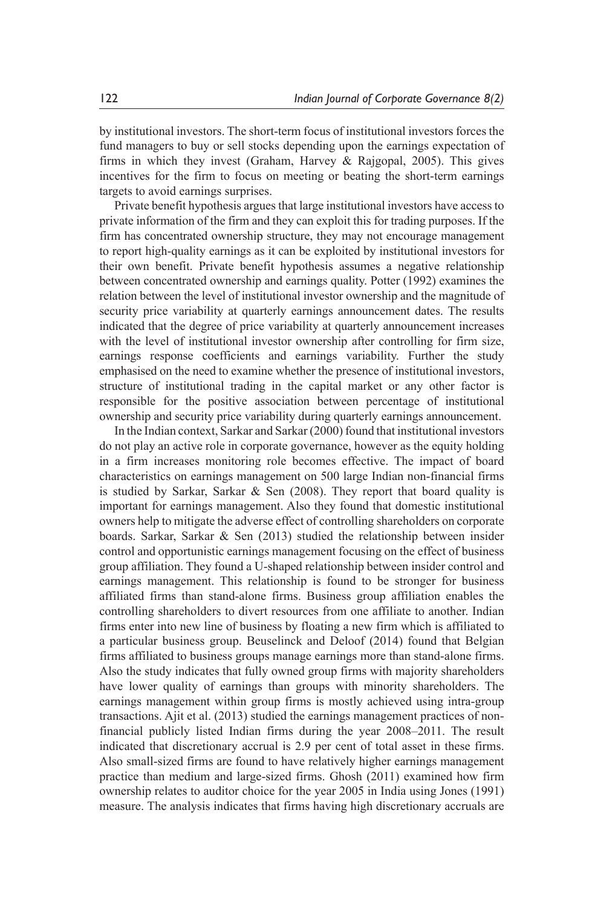by institutional investors. The short-term focus of institutional investors forces the fund managers to buy or sell stocks depending upon the earnings expectation of firms in which they invest (Graham, Harvey & Rajgopal, 2005). This gives incentives for the firm to focus on meeting or beating the short-term earnings targets to avoid earnings surprises.

Private benefit hypothesis argues that large institutional investors have access to private information of the firm and they can exploit this for trading purposes. If the firm has concentrated ownership structure, they may not encourage management to report high-quality earnings as it can be exploited by institutional investors for their own benefit. Private benefit hypothesis assumes a negative relationship between concentrated ownership and earnings quality. Potter (1992) examines the relation between the level of institutional investor ownership and the magnitude of security price variability at quarterly earnings announcement dates. The results indicated that the degree of price variability at quarterly announcement increases with the level of institutional investor ownership after controlling for firm size, earnings response coefficients and earnings variability. Further the study emphasised on the need to examine whether the presence of institutional investors, structure of institutional trading in the capital market or any other factor is responsible for the positive association between percentage of institutional ownership and security price variability during quarterly earnings announcement.

In the Indian context, Sarkar and Sarkar (2000) found that institutional investors do not play an active role in corporate governance, however as the equity holding in a firm increases monitoring role becomes effective. The impact of board characteristics on earnings management on 500 large Indian non-financial firms is studied by Sarkar, Sarkar & Sen (2008). They report that board quality is important for earnings management. Also they found that domestic institutional owners help to mitigate the adverse effect of controlling shareholders on corporate boards. Sarkar, Sarkar & Sen (2013) studied the relationship between insider control and opportunistic earnings management focusing on the effect of business group affiliation. They found a U-shaped relationship between insider control and earnings management. This relationship is found to be stronger for business affiliated firms than stand-alone firms. Business group affiliation enables the controlling shareholders to divert resources from one affiliate to another. Indian firms enter into new line of business by floating a new firm which is affiliated to a particular business group. Beuselinck and Deloof (2014) found that Belgian firms affiliated to business groups manage earnings more than stand-alone firms. Also the study indicates that fully owned group firms with majority shareholders have lower quality of earnings than groups with minority shareholders. The earnings management within group firms is mostly achieved using intra-group transactions. Ajit et al. (2013) studied the earnings management practices of non-financial publicly listed Indian firms during the year 2008–2011. The result indicated that discretionary accrual is 2.9 per cent of total asset in these firms. Also small-sized firms are found to have relatively higher earnings management practice than medium and large-sized firms. Ghosh (2011) examined how firm ownership relates to auditor choice for the year 2005 in India using Jones (1991) measure. The analysis indicates that firms having high discretionary accruals are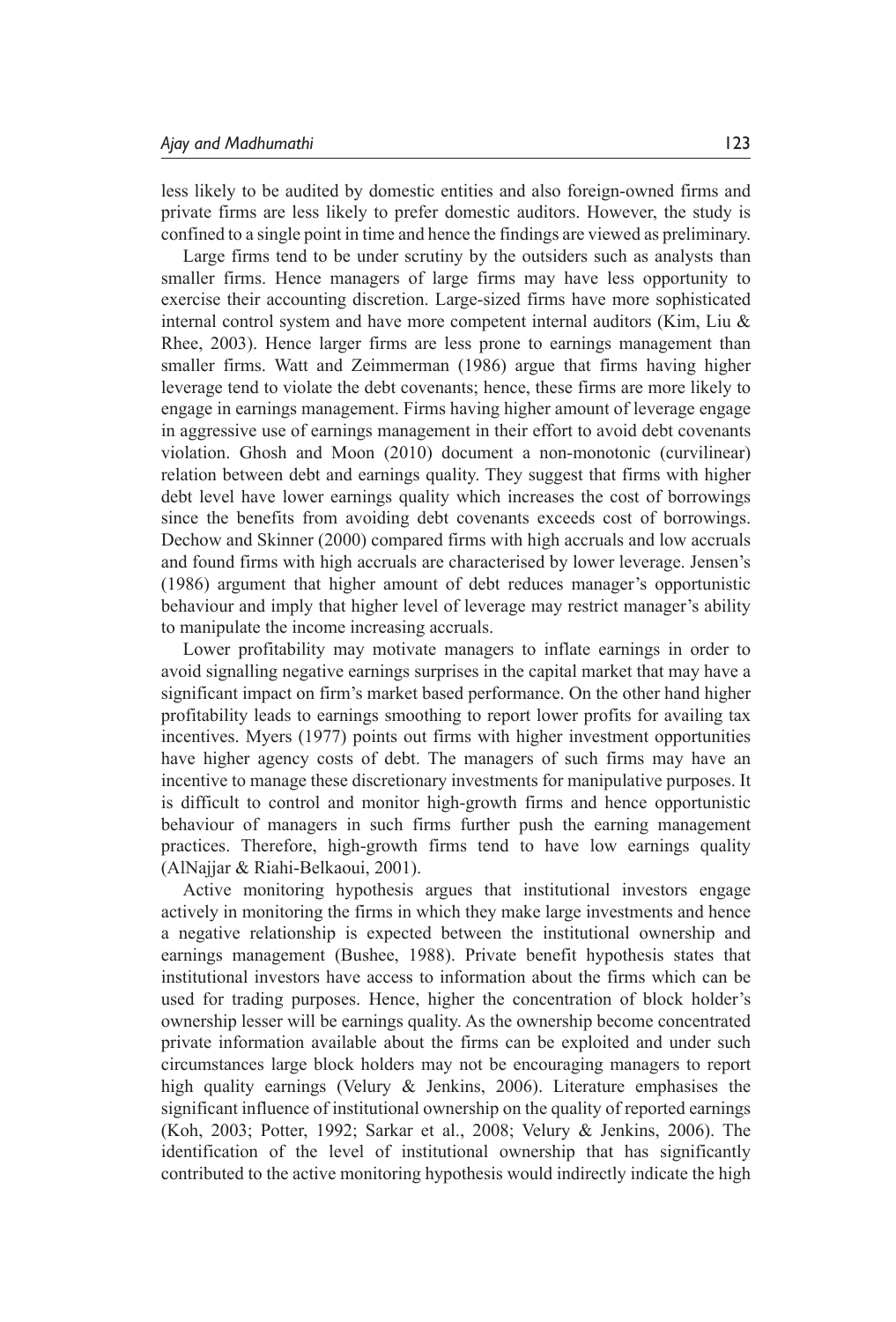less likely to be audited by domestic entities and also foreign-owned firms and private firms are less likely to prefer domestic auditors. However, the study is confined to a single point in time and hence the findings are viewed as preliminary.

Large firms tend to be under scrutiny by the outsiders such as analysts than smaller firms. Hence managers of large firms may have less opportunity to exercise their accounting discretion. Large-sized firms have more sophisticated internal control system and have more competent internal auditors (Kim, Liu & Rhee, 2003). Hence larger firms are less prone to earnings management than smaller firms. Watt and Zeimmerman (1986) argue that firms having higher leverage tend to violate the debt covenants; hence, these firms are more likely to engage in earnings management. Firms having higher amount of leverage engage in aggressive use of earnings management in their effort to avoid debt covenants violation. Ghosh and Moon (2010) document a non-monotonic (curvilinear) relation between debt and earnings quality. They suggest that firms with higher debt level have lower earnings quality which increases the cost of borrowings since the benefits from avoiding debt covenants exceeds cost of borrowings. Dechow and Skinner (2000) compared firms with high accruals and low accruals and found firms with high accruals are characterised by lower leverage. Jensen's (1986) argument that higher amount of debt reduces manager's opportunistic behaviour and imply that higher level of leverage may restrict manager's ability to manipulate the income increasing accruals.

Lower profitability may motivate managers to inflate earnings in order to avoid signalling negative earnings surprises in the capital market that may have a significant impact on firm's market based performance. On the other hand higher profitability leads to earnings smoothing to report lower profits for availing tax incentives. Myers (1977) points out firms with higher investment opportunities have higher agency costs of debt. The managers of such firms may have an incentive to manage these discretionary investments for manipulative purposes. It is difficult to control and monitor high-growth firms and hence opportunistic behaviour of managers in such firms further push the earning management practices. Therefore, high-growth firms tend to have low earnings quality (AlNajjar & Riahi-Belkaoui, 2001).

Active monitoring hypothesis argues that institutional investors engage actively in monitoring the firms in which they make large investments and hence a negative relationship is expected between the institutional ownership and earnings management (Bushee, 1988). Private benefit hypothesis states that institutional investors have access to information about the firms which can be used for trading purposes. Hence, higher the concentration of block holder's ownership lesser will be earnings quality. As the ownership become concentrated private information available about the firms can be exploited and under such circumstances large block holders may not be encouraging managers to report high quality earnings (Velury & Jenkins, 2006). Literature emphasises the significant influence of institutional ownership on the quality of reported earnings (Koh, 2003; Potter, 1992; Sarkar et al., 2008; Velury & Jenkins, 2006). The identification of the level of institutional ownership that has significantly contributed to the active monitoring hypothesis would indirectly indicate the high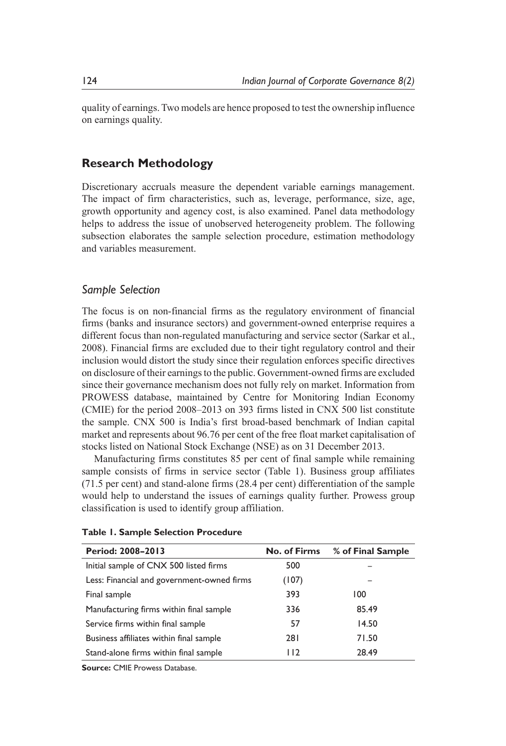quality of earnings. Two models are hence proposed to test the ownership influence on earnings quality.

## Research Methodology

Discretionary accruals measure the dependent variable earnings management. The impact of firm characteristics, such as, leverage, performance, size, age, growth opportunity and agency cost, is also examined. Panel data methodology helps to address the issue of unobserved heterogeneity problem. The following subsection elaborates the sample selection procedure, estimation methodology and variables measurement.

### *Sample Selection*

The focus is on non-financial firms as the regulatory environment of financial firms (banks and insurance sectors) and government-owned enterprise requires a different focus than non-regulated manufacturing and service sector (Sarkar et al., 2008). Financial firms are excluded due to their tight regulatory control and their inclusion would distort the study since their regulation enforces specific directives on disclosure of their earnings to the public. Government-owned firms are excluded since their governance mechanism does not fully rely on market. Information from PROWESS database, maintained by Centre for Monitoring Indian Economy (CMIE) for the period 2008–2013 on 393 firms listed in CNX 500 list constitute the sample. CNX 500 is India's first broad-based benchmark of Indian capital market and represents about 96.76 per cent of the free float market capitalisation of stocks listed on National Stock Exchange (NSE) as on 31 December 2013.

Manufacturing firms constitutes 85 per cent of final sample while remaining sample consists of firms in service sector (Table 1). Business group affiliates (71.5 per cent) and stand-alone firms (28.4 per cent) differentiation of the sample would help to understand the issues of earnings quality further. Prowess group classification is used to identify group affiliation.

**Table 1. Sample Selection Procedure**

| Period: 2008–2013 | No. of Firms | % of Final Sample |
|---|---|---|
| Initial sample of CNX 500 listed firms | 500 | – |
| Less: Financial and government-owned firms | (107) | – |
| Final sample | 393 | 100 |
| Manufacturing firms within final sample | 336 | 85.49 |
| Service firms within final sample | 57 | 14.50 |
| Business affiliates within final sample | 281 | 71.50 |
| Stand-alone firms within final sample | 112 | 28.49 |

**Source:** CMIE Prowess Database.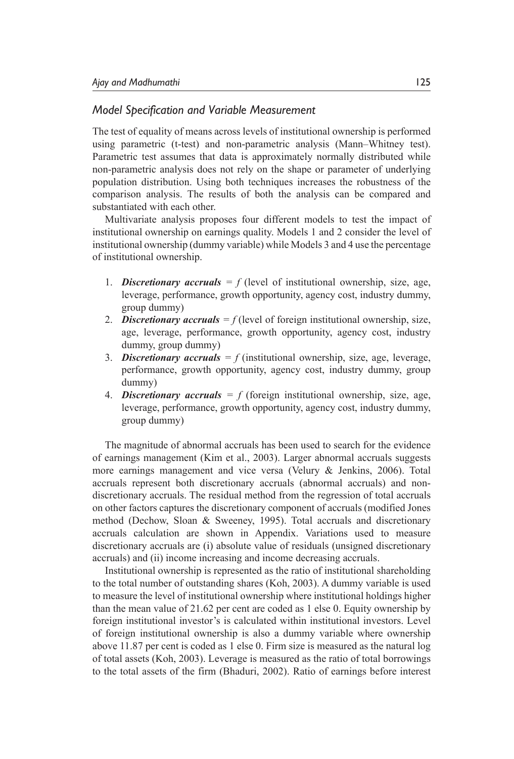### *Model Specification and Variable Measurement*

The test of equality of means across levels of institutional ownership is performed using parametric (t-test) and non-parametric analysis (Mann–Whitney test). Parametric test assumes that data is approximately normally distributed while non-parametric analysis does not rely on the shape or parameter of underlying population distribution. Using both techniques increases the robustness of the comparison analysis. The results of both the analysis can be compared and substantiated with each other.

Multivariate analysis proposes four different models to test the impact of institutional ownership on earnings quality. Models 1 and 2 consider the level of institutional ownership (dummy variable) while Models 3 and 4 use the percentage of institutional ownership.

1. ***Discretionary accruals*** = *f* (level of institutional ownership, size, age, leverage, performance, growth opportunity, agency cost, industry dummy, group dummy)
2. ***Discretionary accruals*** = *f* (level of foreign institutional ownership, size, age, leverage, performance, growth opportunity, agency cost, industry dummy, group dummy)
3. ***Discretionary accruals*** = *f* (institutional ownership, size, age, leverage, performance, growth opportunity, agency cost, industry dummy, group dummy)
4. ***Discretionary accruals*** = *f* (foreign institutional ownership, size, age, leverage, performance, growth opportunity, agency cost, industry dummy, group dummy)

The magnitude of abnormal accruals has been used to search for the evidence of earnings management (Kim et al., 2003). Larger abnormal accruals suggests more earnings management and vice versa (Velury & Jenkins, 2006). Total accruals represent both discretionary accruals (abnormal accruals) and non-discretionary accruals. The residual method from the regression of total accruals on other factors captures the discretionary component of accruals (modified Jones method (Dechow, Sloan & Sweeney, 1995). Total accruals and discretionary accruals calculation are shown in Appendix. Variations used to measure discretionary accruals are (i) absolute value of residuals (unsigned discretionary accruals) and (ii) income increasing and income decreasing accruals.

Institutional ownership is represented as the ratio of institutional shareholding to the total number of outstanding shares (Koh, 2003). A dummy variable is used to measure the level of institutional ownership where institutional holdings higher than the mean value of 21.62 per cent are coded as 1 else 0. Equity ownership by foreign institutional investor's is calculated within institutional investors. Level of foreign institutional ownership is also a dummy variable where ownership above 11.87 per cent is coded as 1 else 0. Firm size is measured as the natural log of total assets (Koh, 2003). Leverage is measured as the ratio of total borrowings to the total assets of the firm (Bhaduri, 2002). Ratio of earnings before interest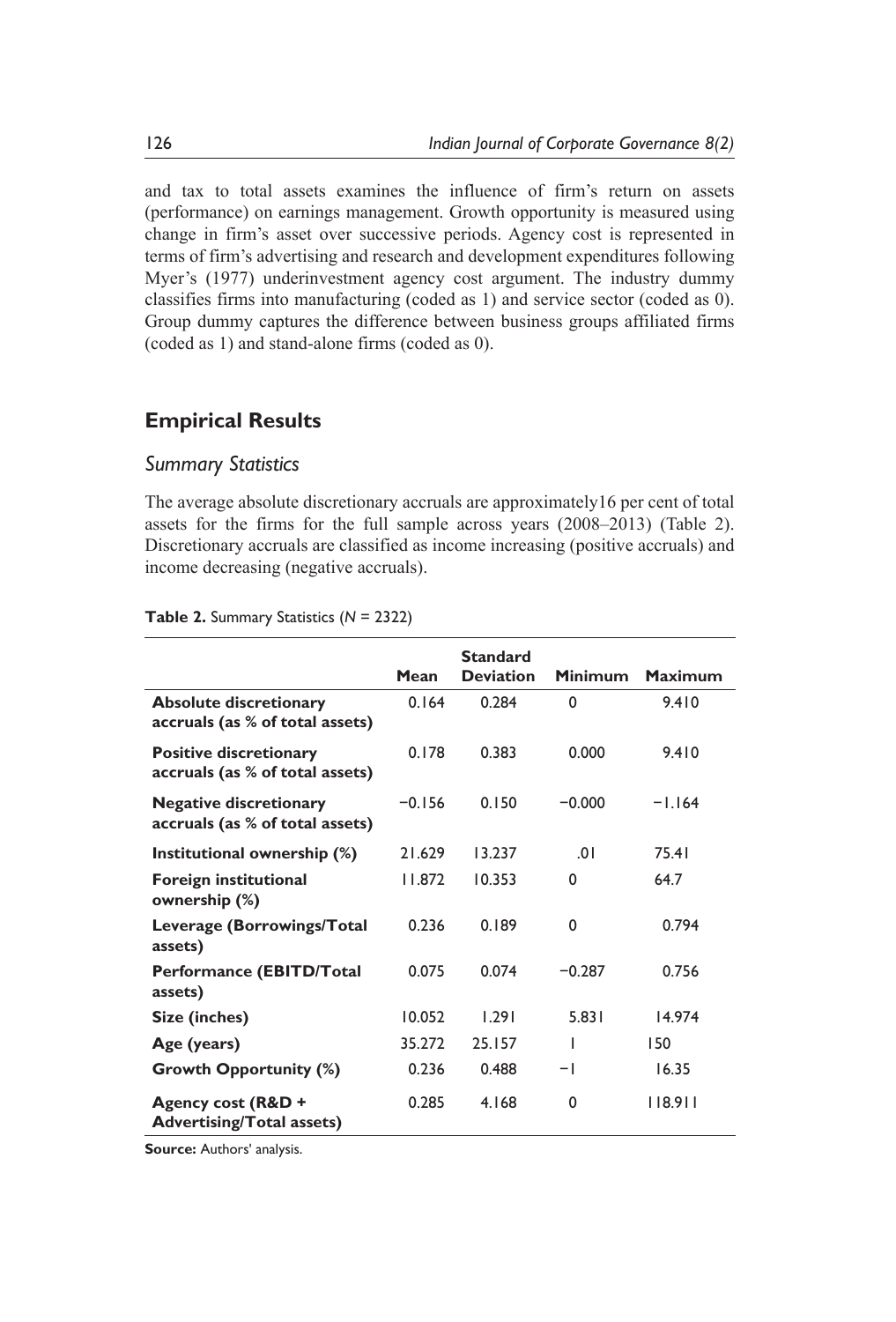and tax to total assets examines the influence of firm's return on assets (performance) on earnings management. Growth opportunity is measured using change in firm's asset over successive periods. Agency cost is represented in terms of firm's advertising and research and development expenditures following Myer's (1977) underinvestment agency cost argument. The industry dummy classifies firms into manufacturing (coded as 1) and service sector (coded as 0). Group dummy captures the difference between business groups affiliated firms (coded as 1) and stand-alone firms (coded as 0).

## Empirical Results

### Summary Statistics

The average absolute discretionary accruals are approximately16 per cent of total assets for the firms for the full sample across years (2008–2013) (Table 2). Discretionary accruals are classified as income increasing (positive accruals) and income decreasing (negative accruals).

**Table 2.** Summary Statistics (*N* = 2322)

| | Mean | Standard Deviation | Minimum | Maximum |
|---|---|---|---|---|
| **Absolute discretionary accruals (as % of total assets)** | 0.164 | 0.284 | 0 | 9.410 |
| **Positive discretionary accruals (as % of total assets)** | 0.178 | 0.383 | 0.000 | 9.410 |
| **Negative discretionary accruals (as % of total assets)** | −0.156 | 0.150 | −0.000 | −1.164 |
| **Institutional ownership (%)** | 21.629 | 13.237 | .01 | 75.41 |
| **Foreign institutional ownership (%)** | 11.872 | 10.353 | 0 | 64.7 |
| **Leverage (Borrowings/Total assets)** | 0.236 | 0.189 | 0 | 0.794 |
| **Performance (EBITD/Total assets)** | 0.075 | 0.074 | −0.287 | 0.756 |
| **Size (inches)** | 10.052 | 1.291 | 5.831 | 14.974 |
| **Age (years)** | 35.272 | 25.157 | 1 | 150 |
| **Growth Opportunity (%)** | 0.236 | 0.488 | −1 | 16.35 |
| **Agency cost (R&D + Advertising/Total assets)** | 0.285 | 4.168 | 0 | 118.911 |

**Source:** Authors' analysis.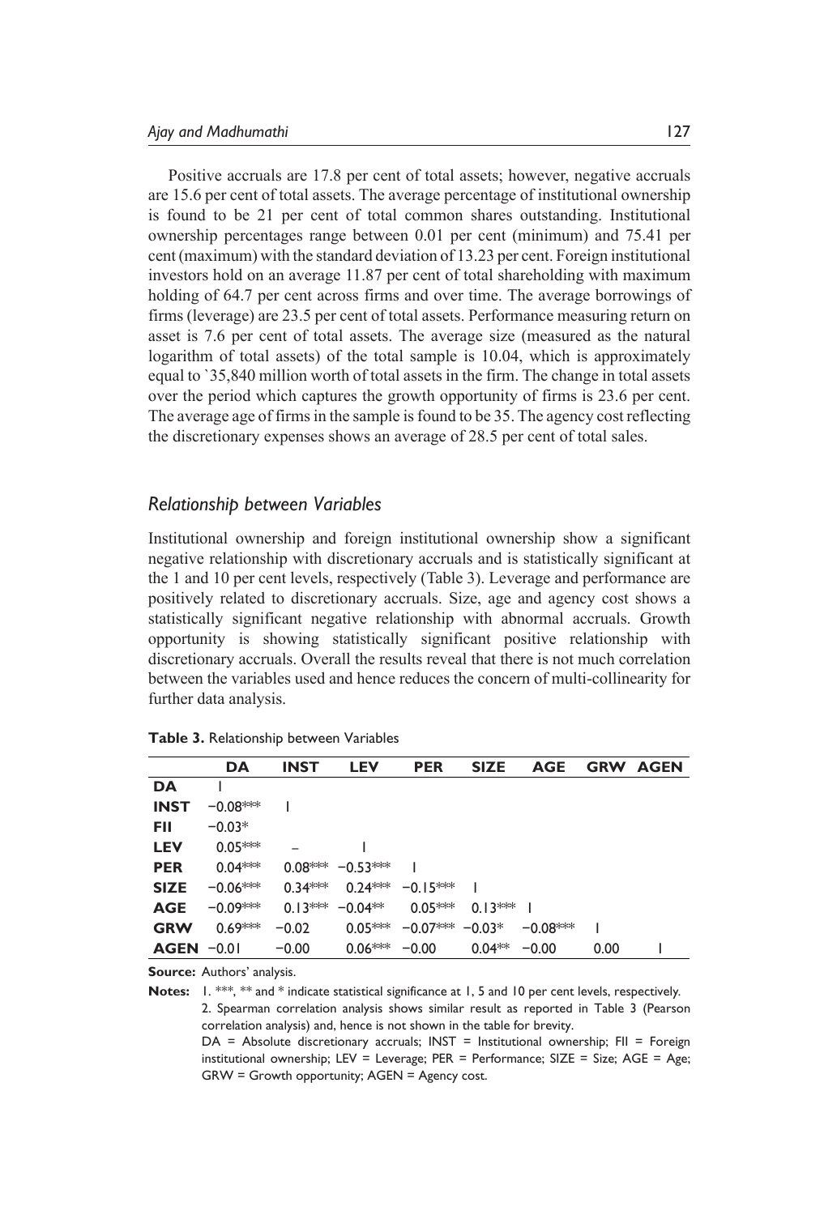Positive accruals are 17.8 per cent of total assets; however, negative accruals are 15.6 per cent of total assets. The average percentage of institutional ownership is found to be 21 per cent of total common shares outstanding. Institutional ownership percentages range between 0.01 per cent (minimum) and 75.41 per cent (maximum) with the standard deviation of 13.23 per cent. Foreign institutional investors hold on an average 11.87 per cent of total shareholding with maximum holding of 64.7 per cent across firms and over time. The average borrowings of firms (leverage) are 23.5 per cent of total assets. Performance measuring return on asset is 7.6 per cent of total assets. The average size (measured as the natural logarithm of total assets) of the total sample is 10.04, which is approximately equal to ₹35,840 million worth of total assets in the firm. The change in total assets over the period which captures the growth opportunity of firms is 23.6 per cent. The average age of firms in the sample is found to be 35. The agency cost reflecting the discretionary expenses shows an average of 28.5 per cent of total sales.

## *Relationship between Variables*

Institutional ownership and foreign institutional ownership show a significant negative relationship with discretionary accruals and is statistically significant at the 1 and 10 per cent levels, respectively (Table 3). Leverage and performance are positively related to discretionary accruals. Size, age and agency cost shows a statistically significant negative relationship with abnormal accruals. Growth opportunity is showing statistically significant positive relationship with discretionary accruals. Overall the results reveal that there is not much correlation between the variables used and hence reduces the concern of multi-collinearity for further data analysis.

**Table 3.** Relationship between Variables

| | **DA** | **INST** | **LEV** | **PER** | **SIZE** | **AGE** | **GRW** | **AGEN** |
|---|---|---|---|---|---|---|---|---|
| **DA** | 1 | | | | | | | |
| **INST** | −0.08*** | 1 | | | | | | |
| **FII** | −0.03* | | | | | | | |
| **LEV** | 0.05*** | – | 1 | | | | | |
| **PER** | 0.04*** | 0.08*** | −0.53*** | 1 | | | | |
| **SIZE** | −0.06*** | 0.34*** | 0.24*** | −0.15*** | 1 | | | |
| **AGE** | −0.09*** | 0.13*** | −0.04** | 0.05*** | 0.13*** | 1 | | |
| **GRW** | 0.69*** | −0.02 | 0.05*** | −0.07*** | −0.03* | −0.08*** | 1 | |
| **AGEN** | −0.01 | −0.00 | 0.06*** | −0.00 | 0.04** | −0.00 | 0.00 | 1 |

**Source:** Authors' analysis.

**Notes:** 1. ***, ** and * indicate statistical significance at 1, 5 and 10 per cent levels, respectively.
2. Spearman correlation analysis shows similar result as reported in Table 3 (Pearson correlation analysis) and, hence is not shown in the table for brevity.
DA = Absolute discretionary accruals; INST = Institutional ownership; FII = Foreign institutional ownership; LEV = Leverage; PER = Performance; SIZE = Size; AGE = Age; GRW = Growth opportunity; AGEN = Agency cost.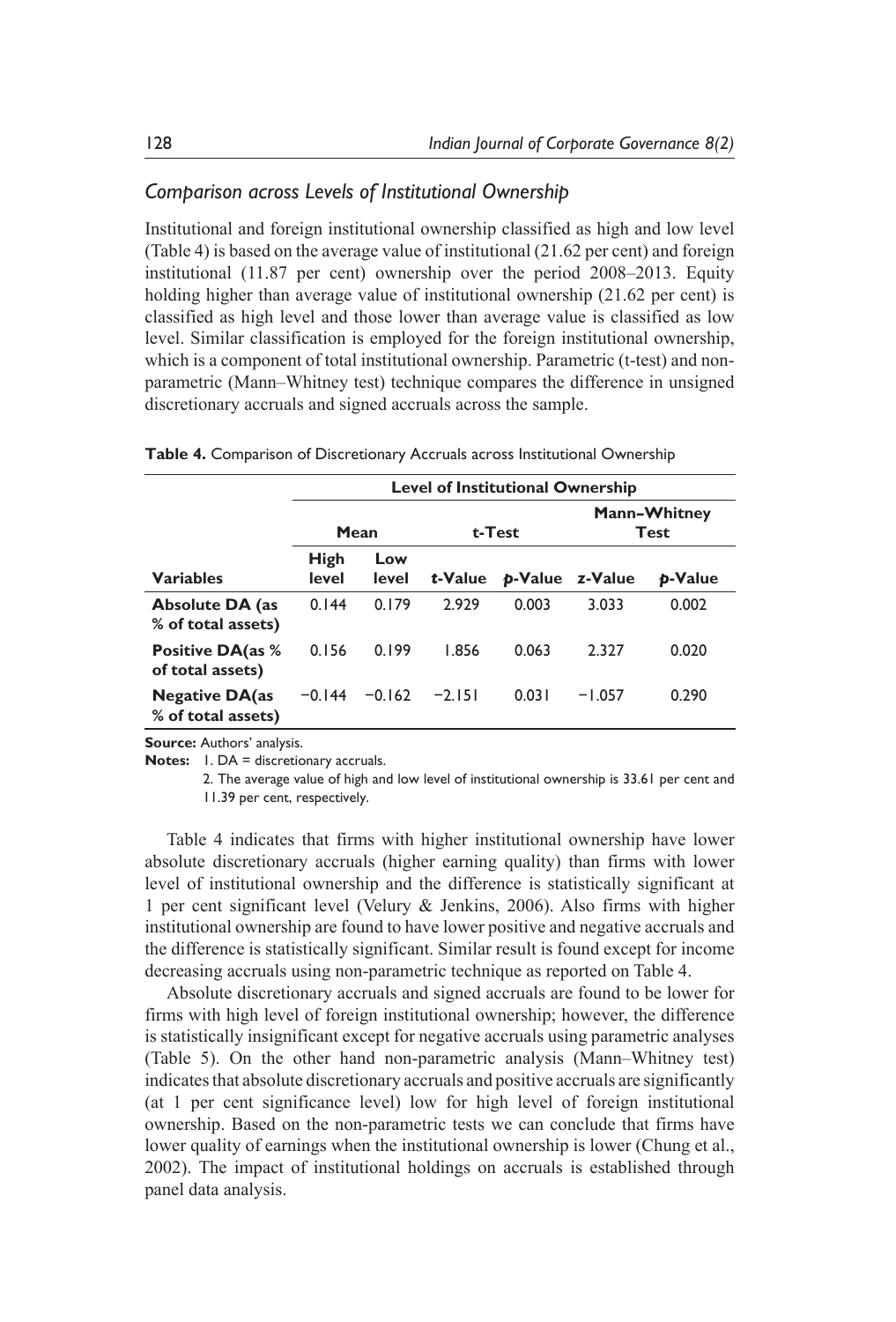### *Comparison across Levels of Institutional Ownership*

Institutional and foreign institutional ownership classified as high and low level (Table 4) is based on the average value of institutional (21.62 per cent) and foreign institutional (11.87 per cent) ownership over the period 2008–2013. Equity holding higher than average value of institutional ownership (21.62 per cent) is classified as high level and those lower than average value is classified as low level. Similar classification is employed for the foreign institutional ownership, which is a component of total institutional ownership. Parametric (t-test) and non-parametric (Mann–Whitney test) technique compares the difference in unsigned discretionary accruals and signed accruals across the sample.

**Table 4.** Comparison of Discretionary Accruals across Institutional Ownership

| | **Level of Institutional Ownership** | | | | | |
|---|---|---|---|---|---|---|
| | **Mean** | | **t-Test** | | **Mann–Whitney Test** | |
| **Variables** | **High level** | **Low level** | ***t*-Value** | ***p*-Value** | ***z*-Value** | ***p*-Value** |
| **Absolute DA (as % of total assets)** | 0.144 | 0.179 | 2.929 | 0.003 | 3.033 | 0.002 |
| **Positive DA(as % of total assets)** | 0.156 | 0.199 | 1.856 | 0.063 | 2.327 | 0.020 |
| **Negative DA(as % of total assets)** | −0.144 | −0.162 | −2.151 | 0.031 | −1.057 | 0.290 |

**Source:** Authors' analysis.

**Notes:** 1. DA = discretionary accruals.

2. The average value of high and low level of institutional ownership is 33.61 per cent and 11.39 per cent, respectively.

Table 4 indicates that firms with higher institutional ownership have lower absolute discretionary accruals (higher earning quality) than firms with lower level of institutional ownership and the difference is statistically significant at 1 per cent significant level (Velury & Jenkins, 2006). Also firms with higher institutional ownership are found to have lower positive and negative accruals and the difference is statistically significant. Similar result is found except for income decreasing accruals using non-parametric technique as reported on Table 4.

Absolute discretionary accruals and signed accruals are found to be lower for firms with high level of foreign institutional ownership; however, the difference is statistically insignificant except for negative accruals using parametric analyses (Table 5). On the other hand non-parametric analysis (Mann–Whitney test) indicates that absolute discretionary accruals and positive accruals are significantly (at 1 per cent significance level) low for high level of foreign institutional ownership. Based on the non-parametric tests we can conclude that firms have lower quality of earnings when the institutional ownership is lower (Chung et al., 2002). The impact of institutional holdings on accruals is established through panel data analysis.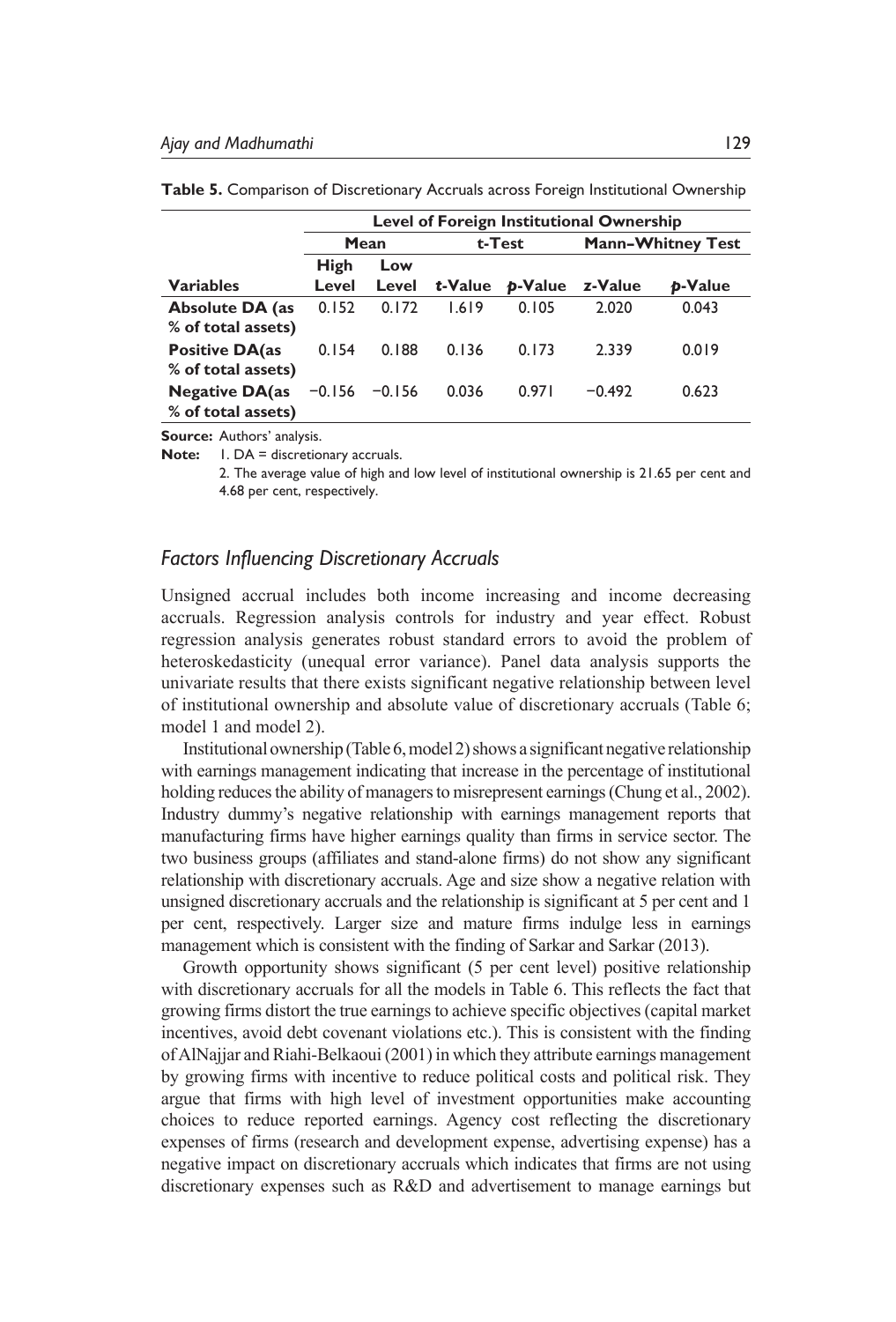**Table 5.** Comparison of Discretionary Accruals across Foreign Institutional Ownership

| | Level of Foreign Institutional Ownership | | | | | |
|---|---|---|---|---|---|---|
| | Mean | | t-Test | | Mann–Whitney Test | |
| **Variables** | High Level | Low Level | *t*-Value | *p*-Value | *z*-Value | *p*-Value |
| **Absolute DA (as % of total assets)** | 0.152 | 0.172 | 1.619 | 0.105 | 2.020 | 0.043 |
| **Positive DA(as % of total assets)** | 0.154 | 0.188 | 0.136 | 0.173 | 2.339 | 0.019 |
| **Negative DA(as % of total assets)** | −0.156 | −0.156 | 0.036 | 0.971 | −0.492 | 0.623 |

**Source:** Authors' analysis.

**Note:** 1. DA = discretionary accruals.

2. The average value of high and low level of institutional ownership is 21.65 per cent and 4.68 per cent, respectively.

## *Factors Influencing Discretionary Accruals*

Unsigned accrual includes both income increasing and income decreasing accruals. Regression analysis controls for industry and year effect. Robust regression analysis generates robust standard errors to avoid the problem of heteroskedasticity (unequal error variance). Panel data analysis supports the univariate results that there exists significant negative relationship between level of institutional ownership and absolute value of discretionary accruals (Table 6; model 1 and model 2).

Institutional ownership (Table 6, model 2) shows a significant negative relationship with earnings management indicating that increase in the percentage of institutional holding reduces the ability of managers to misrepresent earnings (Chung et al., 2002). Industry dummy's negative relationship with earnings management reports that manufacturing firms have higher earnings quality than firms in service sector. The two business groups (affiliates and stand-alone firms) do not show any significant relationship with discretionary accruals. Age and size show a negative relation with unsigned discretionary accruals and the relationship is significant at 5 per cent and 1 per cent, respectively. Larger size and mature firms indulge less in earnings management which is consistent with the finding of Sarkar and Sarkar (2013).

Growth opportunity shows significant (5 per cent level) positive relationship with discretionary accruals for all the models in Table 6. This reflects the fact that growing firms distort the true earnings to achieve specific objectives (capital market incentives, avoid debt covenant violations etc.). This is consistent with the finding of AlNajjar and Riahi-Belkaoui (2001) in which they attribute earnings management by growing firms with incentive to reduce political costs and political risk. They argue that firms with high level of investment opportunities make accounting choices to reduce reported earnings. Agency cost reflecting the discretionary expenses of firms (research and development expense, advertising expense) has a negative impact on discretionary accruals which indicates that firms are not using discretionary expenses such as R&D and advertisement to manage earnings but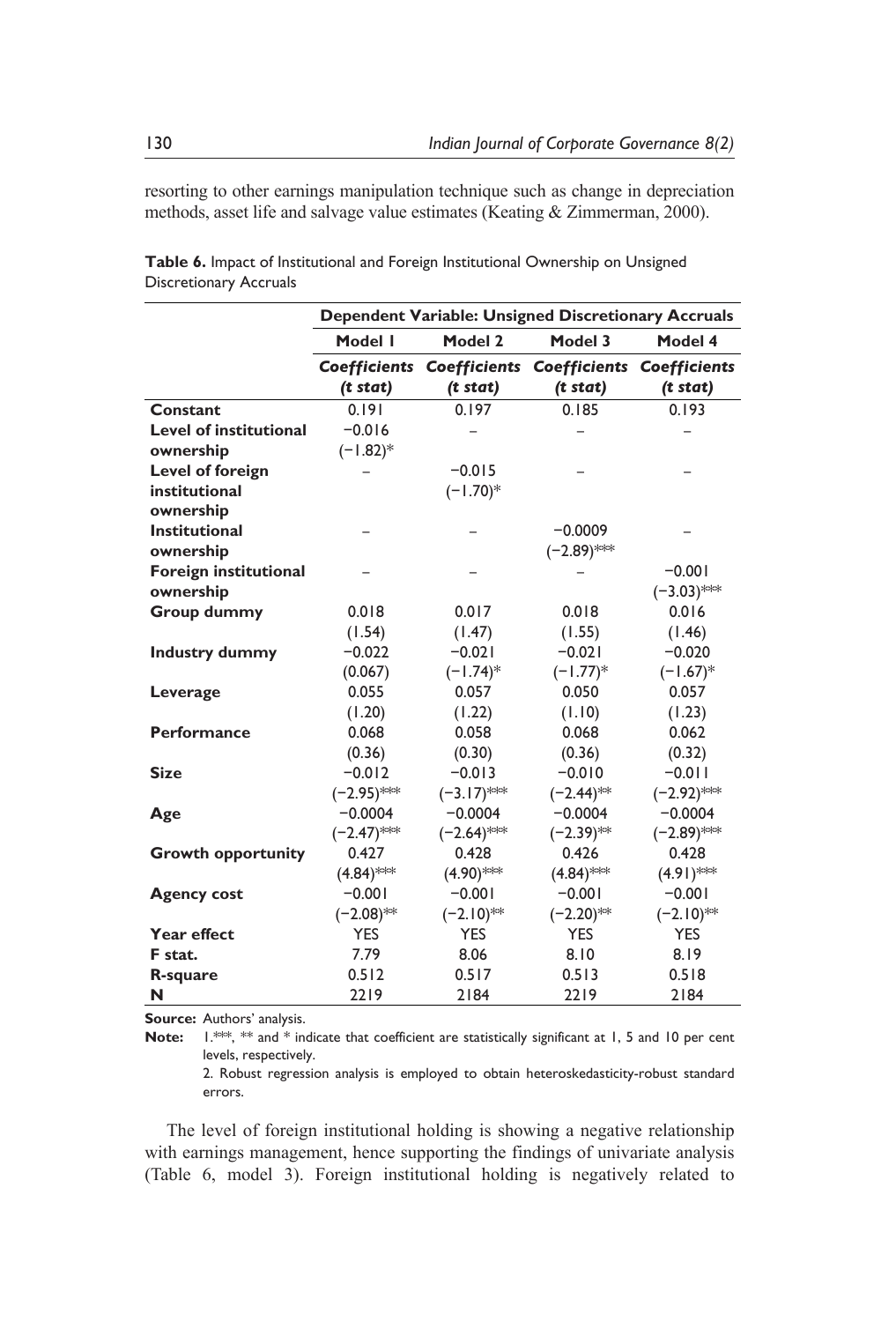resorting to other earnings manipulation technique such as change in depreciation methods, asset life and salvage value estimates (Keating & Zimmerman, 2000).

**Table 6.** Impact of Institutional and Foreign Institutional Ownership on Unsigned Discretionary Accruals

| | Dependent Variable: Unsigned Discretionary Accruals | | | |
|---|---|---|---|---|
| | Model 1 | Model 2 | Model 3 | Model 4 |
| | *Coefficients (t stat)* | *Coefficients (t stat)* | *Coefficients (t stat)* | *Coefficients (t stat)* |
| **Constant** | 0.191 | 0.197 | 0.185 | 0.193 |
| **Level of institutional ownership** | −0.016 (−1.82)* | – | – | – |
| **Level of foreign institutional ownership** | – | −0.015 (−1.70)* | – | – |
| **Institutional ownership** | – | – | −0.0009 (−2.89)*** | – |
| **Foreign institutional ownership** | – | – | – | −0.001 (−3.03)*** |
| **Group dummy** | 0.018 (1.54) | 0.017 (1.47) | 0.018 (1.55) | 0.016 (1.46) |
| **Industry dummy** | −0.022 (0.067) | −0.021 (−1.74)* | −0.021 (−1.77)* | −0.020 (−1.67)* |
| **Leverage** | 0.055 (1.20) | 0.057 (1.22) | 0.050 (1.10) | 0.057 (1.23) |
| **Performance** | 0.068 (0.36) | 0.058 (0.30) | 0.068 (0.36) | 0.062 (0.32) |
| **Size** | −0.012 (−2.95)*** | −0.013 (−3.17)*** | −0.010 (−2.44)** | −0.011 (−2.92)*** |
| **Age** | −0.0004 (−2.47)*** | −0.0004 (−2.64)*** | −0.0004 (−2.39)** | −0.0004 (−2.89)*** |
| **Growth opportunity** | 0.427 (4.84)*** | 0.428 (4.90)*** | 0.426 (4.84)*** | 0.428 (4.91)*** |
| **Agency cost** | −0.001 (−2.08)** | −0.001 (−2.10)** | −0.001 (−2.20)** | −0.001 (−2.10)** |
| **Year effect** | YES | YES | YES | YES |
| **F stat.** | 7.79 | 8.06 | 8.10 | 8.19 |
| **R-square** | 0.512 | 0.517 | 0.513 | 0.518 |
| **N** | 2219 | 2184 | 2219 | 2184 |

**Source:** Authors' analysis.

**Note:** 1.***, ** and * indicate that coefficient are statistically significant at 1, 5 and 10 per cent levels, respectively.

2. Robust regression analysis is employed to obtain heteroskedasticity-robust standard errors.

The level of foreign institutional holding is showing a negative relationship with earnings management, hence supporting the findings of univariate analysis (Table 6, model 3). Foreign institutional holding is negatively related to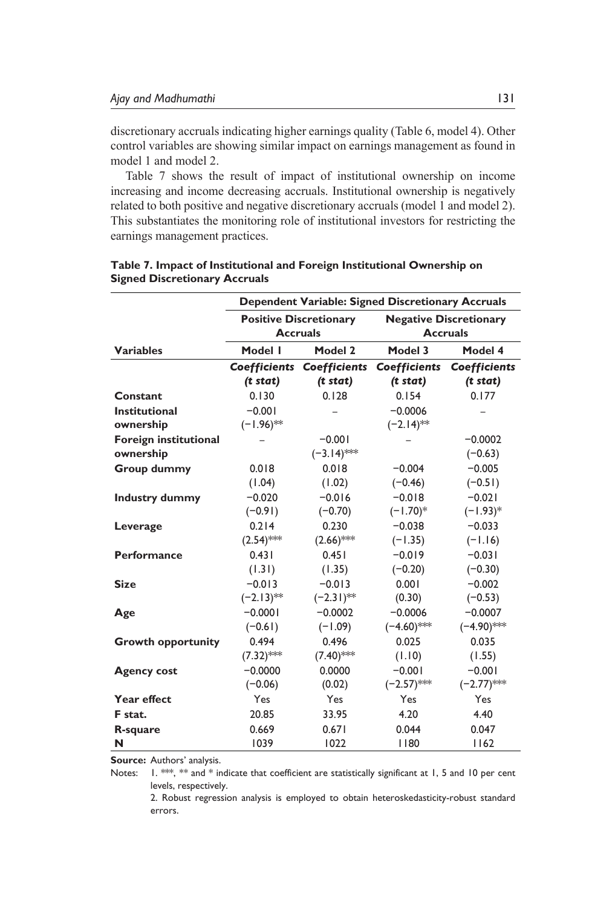discretionary accruals indicating higher earnings quality (Table 6, model 4). Other control variables are showing similar impact on earnings management as found in model 1 and model 2.

Table 7 shows the result of impact of institutional ownership on income increasing and income decreasing accruals. Institutional ownership is negatively related to both positive and negative discretionary accruals (model 1 and model 2). This substantiates the monitoring role of institutional investors for restricting the earnings management practices.

**Table 7. Impact of Institutional and Foreign Institutional Ownership on Signed Discretionary Accruals**

| | Dependent Variable: Signed Discretionary Accruals | | | |
|---|---|---|---|---|
| | Positive Discretionary Accruals | | Negative Discretionary Accruals | |
| **Variables** | **Model 1** | **Model 2** | **Model 3** | **Model 4** |
| | ***Coefficients (t stat)*** | ***Coefficients (t stat)*** | ***Coefficients (t stat)*** | ***Coefficients (t stat)*** |
| **Constant** | 0.130 | 0.128 | 0.154 | 0.177 |
| **Institutional ownership** | −0.001 (−1.96)** | – | −0.0006 (−2.14)** | – |
| **Foreign institutional ownership** | – | −0.001 (−3.14)*** | – | −0.0002 (−0.63) |
| **Group dummy** | 0.018 (1.04) | 0.018 (1.02) | −0.004 (−0.46) | −0.005 (−0.51) |
| **Industry dummy** | −0.020 (−0.91) | −0.016 (−0.70) | −0.018 (−1.70)* | −0.021 (−1.93)* |
| **Leverage** | 0.214 (2.54)*** | 0.230 (2.66)*** | −0.038 (−1.35) | −0.033 (−1.16) |
| **Performance** | 0.431 (1.31) | 0.451 (1.35) | −0.019 (−0.20) | −0.031 (−0.30) |
| **Size** | −0.013 (−2.13)** | −0.013 (−2.31)** | 0.001 (0.30) | −0.002 (−0.53) |
| **Age** | −0.0001 (−0.61) | −0.0002 (−1.09) | −0.0006 (−4.60)*** | −0.0007 (−4.90)*** |
| **Growth opportunity** | 0.494 (7.32)*** | 0.496 (7.40)*** | 0.025 (1.10) | 0.035 (1.55) |
| **Agency cost** | −0.0000 (−0.06) | 0.0000 (0.02) | −0.001 (−2.57)*** | −0.001 (−2.77)*** |
| **Year effect** | Yes | Yes | Yes | Yes |
| **F stat.** | 20.85 | 33.95 | 4.20 | 4.40 |
| **R-square** | 0.669 | 0.671 | 0.044 | 0.047 |
| **N** | 1039 | 1022 | 1180 | 1162 |

**Source:** Authors' analysis.

Notes: 1. ***, ** and * indicate that coefficient are statistically significant at 1, 5 and 10 per cent levels, respectively.

2. Robust regression analysis is employed to obtain heteroskedasticity-robust standard errors.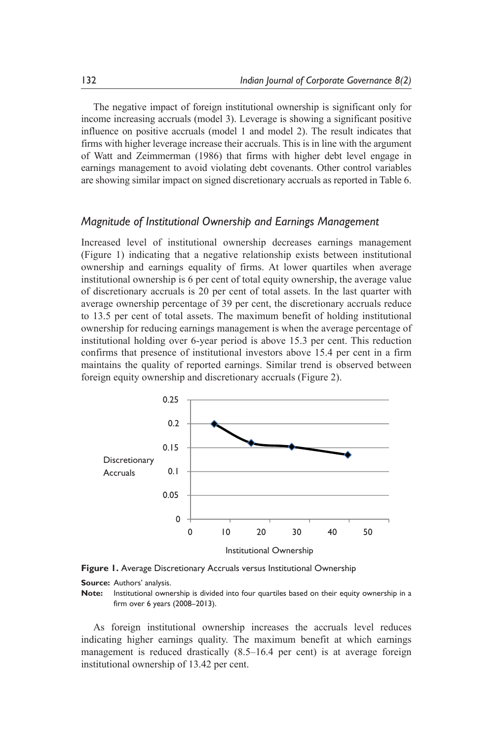The negative impact of foreign institutional ownership is significant only for income increasing accruals (model 3). Leverage is showing a significant positive influence on positive accruals (model 1 and model 2). The result indicates that firms with higher leverage increase their accruals. This is in line with the argument of Watt and Zeimmerman (1986) that firms with higher debt level engage in earnings management to avoid violating debt covenants. Other control variables are showing similar impact on signed discretionary accruals as reported in Table 6.

### *Magnitude of Institutional Ownership and Earnings Management*

Increased level of institutional ownership decreases earnings management (Figure 1) indicating that a negative relationship exists between institutional ownership and earnings equality of firms. At lower quartiles when average institutional ownership is 6 per cent of total equity ownership, the average value of discretionary accruals is 20 per cent of total assets. In the last quarter with average ownership percentage of 39 per cent, the discretionary accruals reduce to 13.5 per cent of total assets. The maximum benefit of holding institutional ownership for reducing earnings management is when the average percentage of institutional holding over 6-year period is above 15.3 per cent. This reduction confirms that presence of institutional investors above 15.4 per cent in a firm maintains the quality of reported earnings. Similar trend is observed between foreign equity ownership and discretionary accruals (Figure 2).

**Figure 1.** Average Discretionary Accruals versus Institutional Ownership

**Source:** Authors' analysis.

**Note:** Institutional ownership is divided into four quartiles based on their equity ownership in a firm over 6 years (2008–2013).

As foreign institutional ownership increases the accruals level reduces indicating higher earnings quality. The maximum benefit at which earnings management is reduced drastically (8.5–16.4 per cent) is at average foreign institutional ownership of 13.42 per cent.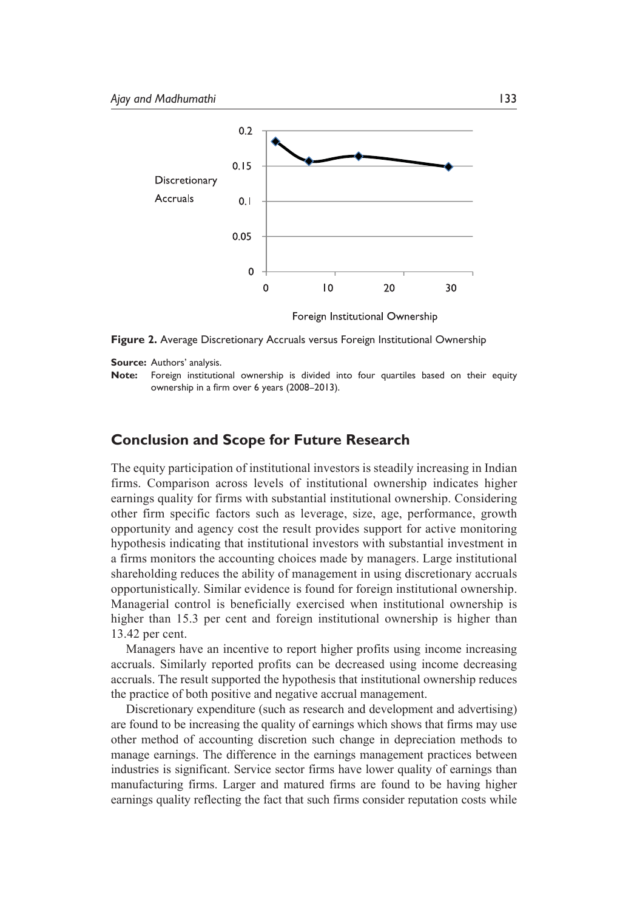**Figure 2.** Average Discretionary Accruals versus Foreign Institutional Ownership

**Source:** Authors' analysis.

**Note:** Foreign institutional ownership is divided into four quartiles based on their equity ownership in a firm over 6 years (2008–2013).

## Conclusion and Scope for Future Research

The equity participation of institutional investors is steadily increasing in Indian firms. Comparison across levels of institutional ownership indicates higher earnings quality for firms with substantial institutional ownership. Considering other firm specific factors such as leverage, size, age, performance, growth opportunity and agency cost the result provides support for active monitoring hypothesis indicating that institutional investors with substantial investment in a firms monitors the accounting choices made by managers. Large institutional shareholding reduces the ability of management in using discretionary accruals opportunistically. Similar evidence is found for foreign institutional ownership. Managerial control is beneficially exercised when institutional ownership is higher than 15.3 per cent and foreign institutional ownership is higher than 13.42 per cent.

Managers have an incentive to report higher profits using income increasing accruals. Similarly reported profits can be decreased using income decreasing accruals. The result supported the hypothesis that institutional ownership reduces the practice of both positive and negative accrual management.

Discretionary expenditure (such as research and development and advertising) are found to be increasing the quality of earnings which shows that firms may use other method of accounting discretion such change in depreciation methods to manage earnings. The difference in the earnings management practices between industries is significant. Service sector firms have lower quality of earnings than manufacturing firms. Larger and matured firms are found to be having higher earnings quality reflecting the fact that such firms consider reputation costs while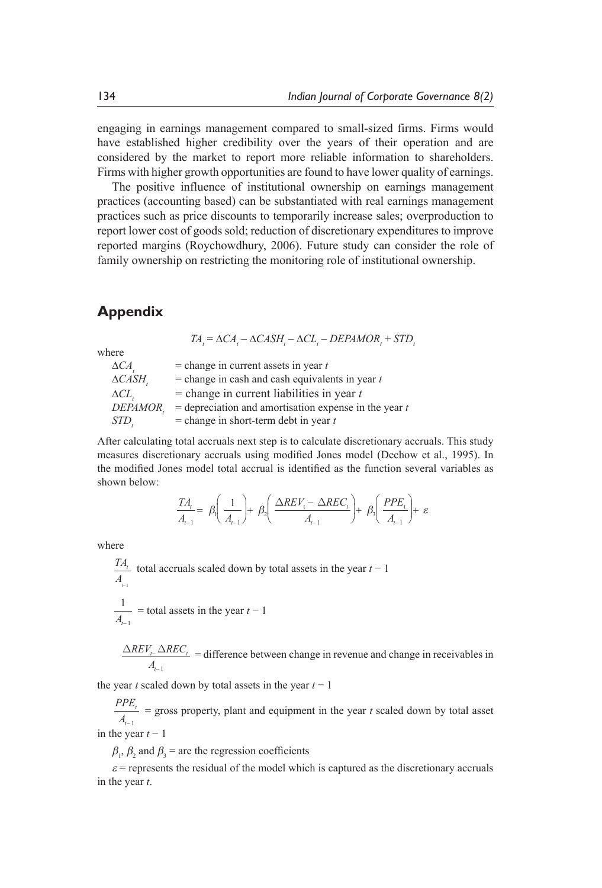engaging in earnings management compared to small-sized firms. Firms would have established higher credibility over the years of their operation and are considered by the market to report more reliable information to shareholders. Firms with higher growth opportunities are found to have lower quality of earnings.

The positive influence of institutional ownership on earnings management practices (accounting based) can be substantiated with real earnings management practices such as price discounts to temporarily increase sales; overproduction to report lower cost of goods sold; reduction of discretionary expenditures to improve reported margins (Roychowdhury, 2006). Future study can consider the role of family ownership on restricting the monitoring role of institutional ownership.

## Appendix

$$TA_t = \Delta CA_t - \Delta CASH_t - \Delta CL_t - DEPAMOR_t + STD_t$$

where

- $\Delta CA_t$ = change in current assets in year $t$
- $\Delta CASH_t$ = change in cash and cash equivalents in year $t$
- $\Delta CL_t$ = change in current liabilities in year $t$
- $DEPAMOR_t$ = depreciation and amortisation expense in the year $t$
- $STD_t$ = change in short-term debt in year $t$

After calculating total accruals next step is to calculate discretionary accruals. This study measures discretionary accruals using modified Jones model (Dechow et al., 1995). In the modified Jones model total accrual is identified as the function several variables as shown below:

$$\frac{TA_t}{A_{t-1}} = \beta_1\left(\frac{1}{A_{t-1}}\right) + \beta_2\left(\frac{\Delta REV_t - \Delta REC_t}{A_{t-1}}\right) + \beta_3\left(\frac{PPE_t}{A_{t-1}}\right) + \varepsilon$$

where

$\frac{TA_t}{A_{t-1}}$ total accruals scaled down by total assets in the year $t - 1$

$\frac{1}{A_{t-1}}$ = total assets in the year $t - 1$

$\frac{\Delta REV_t - \Delta REC_t}{A_{t-1}}$ = difference between change in revenue and change in receivables in the year $t$ scaled down by total assets in the year $t - 1$

$\frac{PPE_t}{A_{t-1}}$ = gross property, plant and equipment in the year $t$ scaled down by total asset in the year $t - 1$

$\beta_1$, $\beta_2$ and $\beta_3$ = are the regression coefficients

$\varepsilon$ = represents the residual of the model which is captured as the discretionary accruals in the year $t$.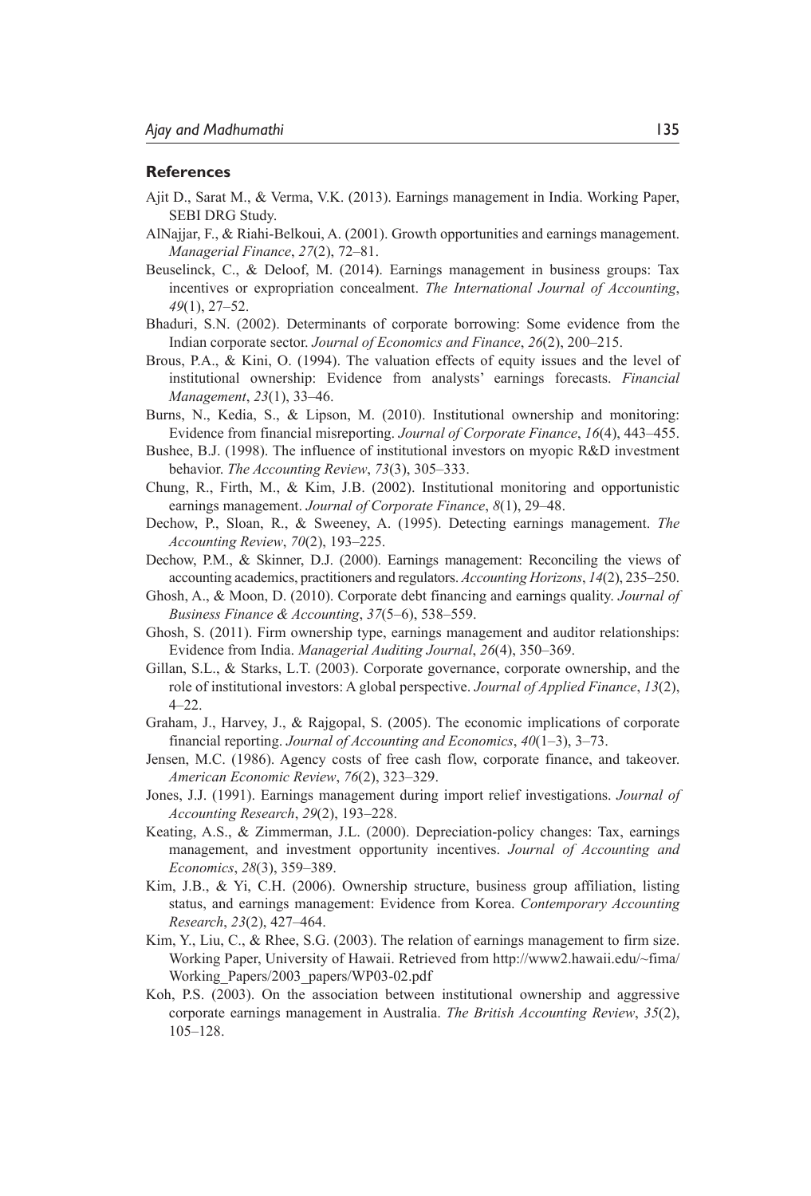## References

Ajit D., Sarat M., & Verma, V.K. (2013). Earnings management in India. Working Paper, SEBI DRG Study.

AlNajjar, F., & Riahi-Belkoui, A. (2001). Growth opportunities and earnings management. *Managerial Finance*, *27*(2), 72–81.

Beuselinck, C., & Deloof, M. (2014). Earnings management in business groups: Tax incentives or expropriation concealment. *The International Journal of Accounting*, *49*(1), 27–52.

Bhaduri, S.N. (2002). Determinants of corporate borrowing: Some evidence from the Indian corporate sector. *Journal of Economics and Finance*, *26*(2), 200–215.

Brous, P.A., & Kini, O. (1994). The valuation effects of equity issues and the level of institutional ownership: Evidence from analysts' earnings forecasts. *Financial Management*, *23*(1), 33–46.

Burns, N., Kedia, S., & Lipson, M. (2010). Institutional ownership and monitoring: Evidence from financial misreporting. *Journal of Corporate Finance*, *16*(4), 443–455.

Bushee, B.J. (1998). The influence of institutional investors on myopic R&D investment behavior. *The Accounting Review*, *73*(3), 305–333.

Chung, R., Firth, M., & Kim, J.B. (2002). Institutional monitoring and opportunistic earnings management. *Journal of Corporate Finance*, *8*(1), 29–48.

Dechow, P., Sloan, R., & Sweeney, A. (1995). Detecting earnings management. *The Accounting Review*, *70*(2), 193–225.

Dechow, P.M., & Skinner, D.J. (2000). Earnings management: Reconciling the views of accounting academics, practitioners and regulators. *Accounting Horizons*, *14*(2), 235–250.

Ghosh, A., & Moon, D. (2010). Corporate debt financing and earnings quality. *Journal of Business Finance & Accounting*, *37*(5–6), 538–559.

Ghosh, S. (2011). Firm ownership type, earnings management and auditor relationships: Evidence from India. *Managerial Auditing Journal*, *26*(4), 350–369.

Gillan, S.L., & Starks, L.T. (2003). Corporate governance, corporate ownership, and the role of institutional investors: A global perspective. *Journal of Applied Finance*, *13*(2), 4–22.

Graham, J., Harvey, J., & Rajgopal, S. (2005). The economic implications of corporate financial reporting. *Journal of Accounting and Economics*, *40*(1–3), 3–73.

Jensen, M.C. (1986). Agency costs of free cash flow, corporate finance, and takeover. *American Economic Review*, *76*(2), 323–329.

Jones, J.J. (1991). Earnings management during import relief investigations. *Journal of Accounting Research*, *29*(2), 193–228.

Keating, A.S., & Zimmerman, J.L. (2000). Depreciation-policy changes: Tax, earnings management, and investment opportunity incentives. *Journal of Accounting and Economics*, *28*(3), 359–389.

Kim, J.B., & Yi, C.H. (2006). Ownership structure, business group affiliation, listing status, and earnings management: Evidence from Korea. *Contemporary Accounting Research*, *23*(2), 427–464.

Kim, Y., Liu, C., & Rhee, S.G. (2003). The relation of earnings management to firm size. Working Paper, University of Hawaii. Retrieved from http://www2.hawaii.edu/~fima/Working_Papers/2003_papers/WP03-02.pdf

Koh, P.S. (2003). On the association between institutional ownership and aggressive corporate earnings management in Australia. *The British Accounting Review*, *35*(2), 105–128.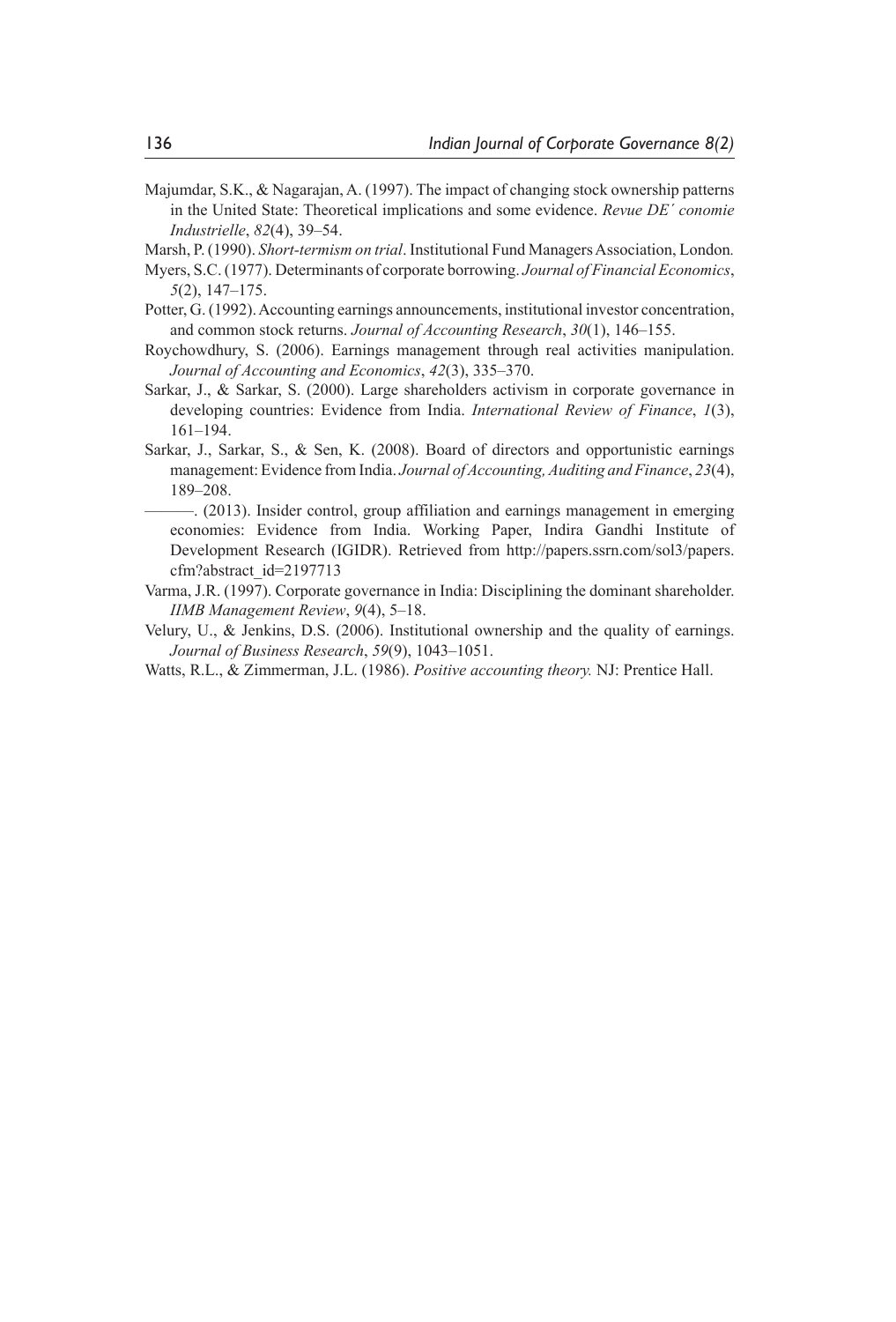Majumdar, S.K., & Nagarajan, A. (1997). The impact of changing stock ownership patterns in the United State: Theoretical implications and some evidence. *Revue DE´ conomie Industrielle*, *82*(4), 39–54.

Marsh, P. (1990). *Short-termism on trial*. Institutional Fund Managers Association, London.

Myers, S.C. (1977). Determinants of corporate borrowing. *Journal of Financial Economics*, *5*(2), 147–175.

Potter, G. (1992). Accounting earnings announcements, institutional investor concentration, and common stock returns. *Journal of Accounting Research*, *30*(1), 146–155.

Roychowdhury, S. (2006). Earnings management through real activities manipulation. *Journal of Accounting and Economics*, *42*(3), 335–370.

Sarkar, J., & Sarkar, S. (2000). Large shareholders activism in corporate governance in developing countries: Evidence from India. *International Review of Finance*, *1*(3), 161–194.

Sarkar, J., Sarkar, S., & Sen, K. (2008). Board of directors and opportunistic earnings management: Evidence from India. *Journal of Accounting, Auditing and Finance*, *23*(4), 189–208.

———. (2013). Insider control, group affiliation and earnings management in emerging economies: Evidence from India. Working Paper, Indira Gandhi Institute of Development Research (IGIDR). Retrieved from http://papers.ssrn.com/sol3/papers.cfm?abstract_id=2197713

Varma, J.R. (1997). Corporate governance in India: Disciplining the dominant shareholder. *IIMB Management Review*, *9*(4), 5–18.

Velury, U., & Jenkins, D.S. (2006). Institutional ownership and the quality of earnings. *Journal of Business Research*, *59*(9), 1043–1051.

Watts, R.L., & Zimmerman, J.L. (1986). *Positive accounting theory.* NJ: Prentice Hall.